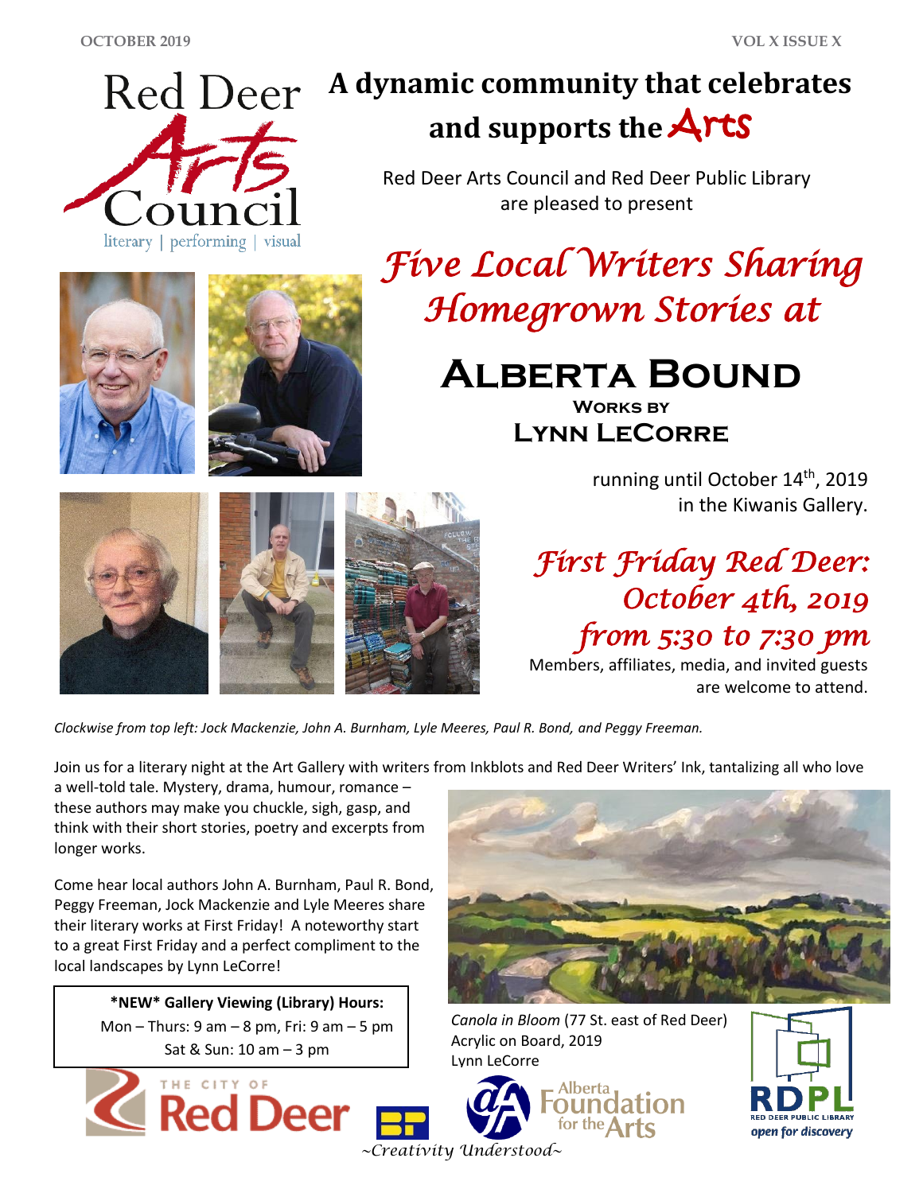# A dynamic community that celebrates and supports the Arts

Red Deer Arts Council
literary | performing | visual

Red Deer Arts Council and Red Deer Public Library are pleased to present

## *Five Local Writers Sharing Homegrown Stories at*

## ALBERTA BOUND

### WORKS BY LYNN LECORRE

running until October 14th, 2019 in the Kiwanis Gallery.

## *First Friday Red Deer: October 4th, 2019 from 5:30 to 7:30 pm*

Members, affiliates, media, and invited guests are welcome to attend.

*Clockwise from top left: Jock Mackenzie, John A. Burnham, Lyle Meeres, Paul R. Bond, and Peggy Freeman.*

Join us for a literary night at the Art Gallery with writers from Inkblots and Red Deer Writers' Ink, tantalizing all who love a well-told tale. Mystery, drama, humour, romance – these authors may make you chuckle, sigh, gasp, and think with their short stories, poetry and excerpts from longer works.

Come hear local authors John A. Burnham, Paul R. Bond, Peggy Freeman, Jock Mackenzie and Lyle Meeres share their literary works at First Friday! A noteworthy start to a great First Friday and a perfect compliment to the local landscapes by Lynn LeCorre!

**\*NEW\* Gallery Viewing (Library) Hours:**
Mon – Thurs: 9 am – 8 pm, Fri: 9 am – 5 pm
Sat & Sun: 10 am – 3 pm

*Canola in Bloom* (77 St. east of Red Deer)
Acrylic on Board, 2019
Lynn LeCorre

The City of Red Deer | Alberta Foundation for the Arts | RDPL Red Deer Public Library *open for discovery*

*~Creativity Understood~*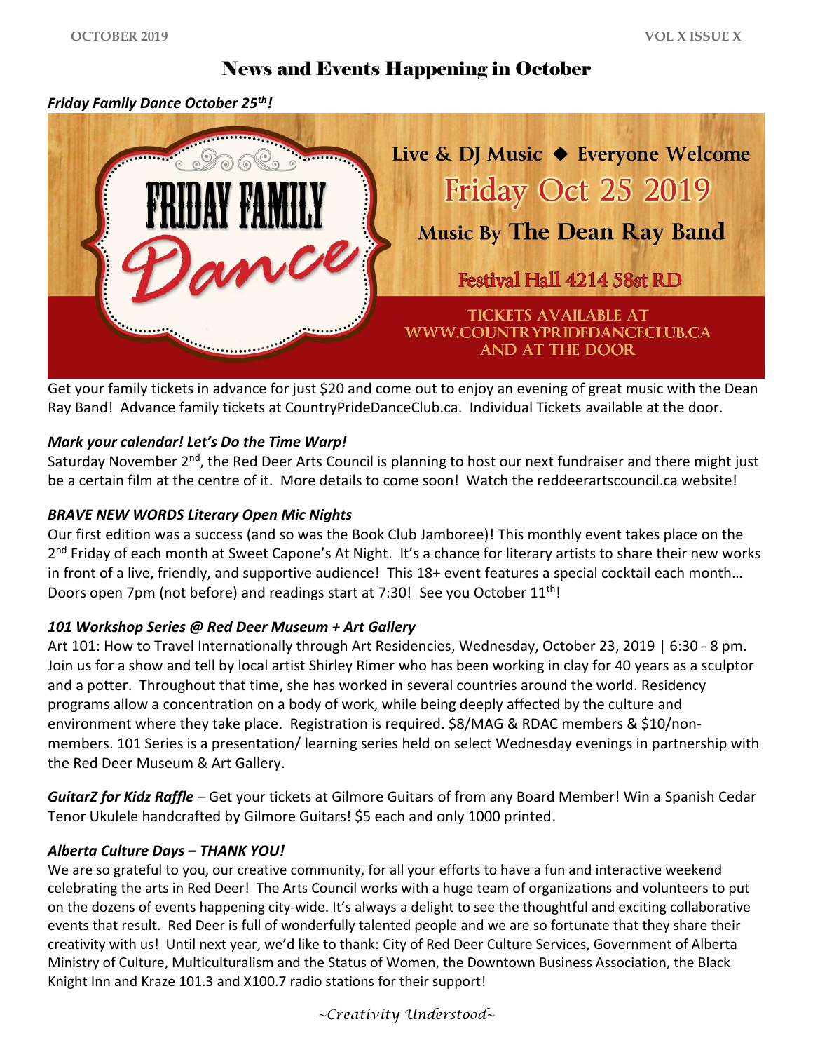# News and Events Happening in October

***Friday Family Dance October 25th!***

FRIDAY FAMILY Dance

Live & DJ Music ◆ Everyone Welcome

Friday Oct 25 2019

Music By The Dean Ray Band

Festival Hall 4214 58st RD

TICKETS AVAILABLE AT WWW.COUNTRYPRIDEDANCECLUB.CA AND AT THE DOOR

Get your family tickets in advance for just $20 and come out to enjoy an evening of great music with the Dean Ray Band! Advance family tickets at CountryPrideDanceClub.ca. Individual Tickets available at the door.

***Mark your calendar! Let's Do the Time Warp!***

Saturday November 2nd, the Red Deer Arts Council is planning to host our next fundraiser and there might just be a certain film at the centre of it. More details to come soon! Watch the reddeerartscouncil.ca website!

***BRAVE NEW WORDS Literary Open Mic Nights***

Our first edition was a success (and so was the Book Club Jamboree)! This monthly event takes place on the 2nd Friday of each month at Sweet Capone's At Night. It's a chance for literary artists to share their new works in front of a live, friendly, and supportive audience! This 18+ event features a special cocktail each month… Doors open 7pm (not before) and readings start at 7:30! See you October 11th!

***101 Workshop Series @ Red Deer Museum + Art Gallery***

Art 101: How to Travel Internationally through Art Residencies, Wednesday, October 23, 2019 | 6:30 - 8 pm. Join us for a show and tell by local artist Shirley Rimer who has been working in clay for 40 years as a sculptor and a potter. Throughout that time, she has worked in several countries around the world. Residency programs allow a concentration on a body of work, while being deeply affected by the culture and environment where they take place. Registration is required. $8/MAG & RDAC members & $10/non-members. 101 Series is a presentation/ learning series held on select Wednesday evenings in partnership with the Red Deer Museum & Art Gallery.

***GuitarZ for Kidz Raffle*** – Get your tickets at Gilmore Guitars of from any Board Member! Win a Spanish Cedar Tenor Ukulele handcrafted by Gilmore Guitars! $5 each and only 1000 printed.

***Alberta Culture Days – THANK YOU!***

We are so grateful to you, our creative community, for all your efforts to have a fun and interactive weekend celebrating the arts in Red Deer! The Arts Council works with a huge team of organizations and volunteers to put on the dozens of events happening city-wide. It's always a delight to see the thoughtful and exciting collaborative events that result. Red Deer is full of wonderfully talented people and we are so fortunate that they share their creativity with us! Until next year, we'd like to thank: City of Red Deer Culture Services, Government of Alberta Ministry of Culture, Multiculturalism and the Status of Women, the Downtown Business Association, the Black Knight Inn and Kraze 101.3 and X100.7 radio stations for their support!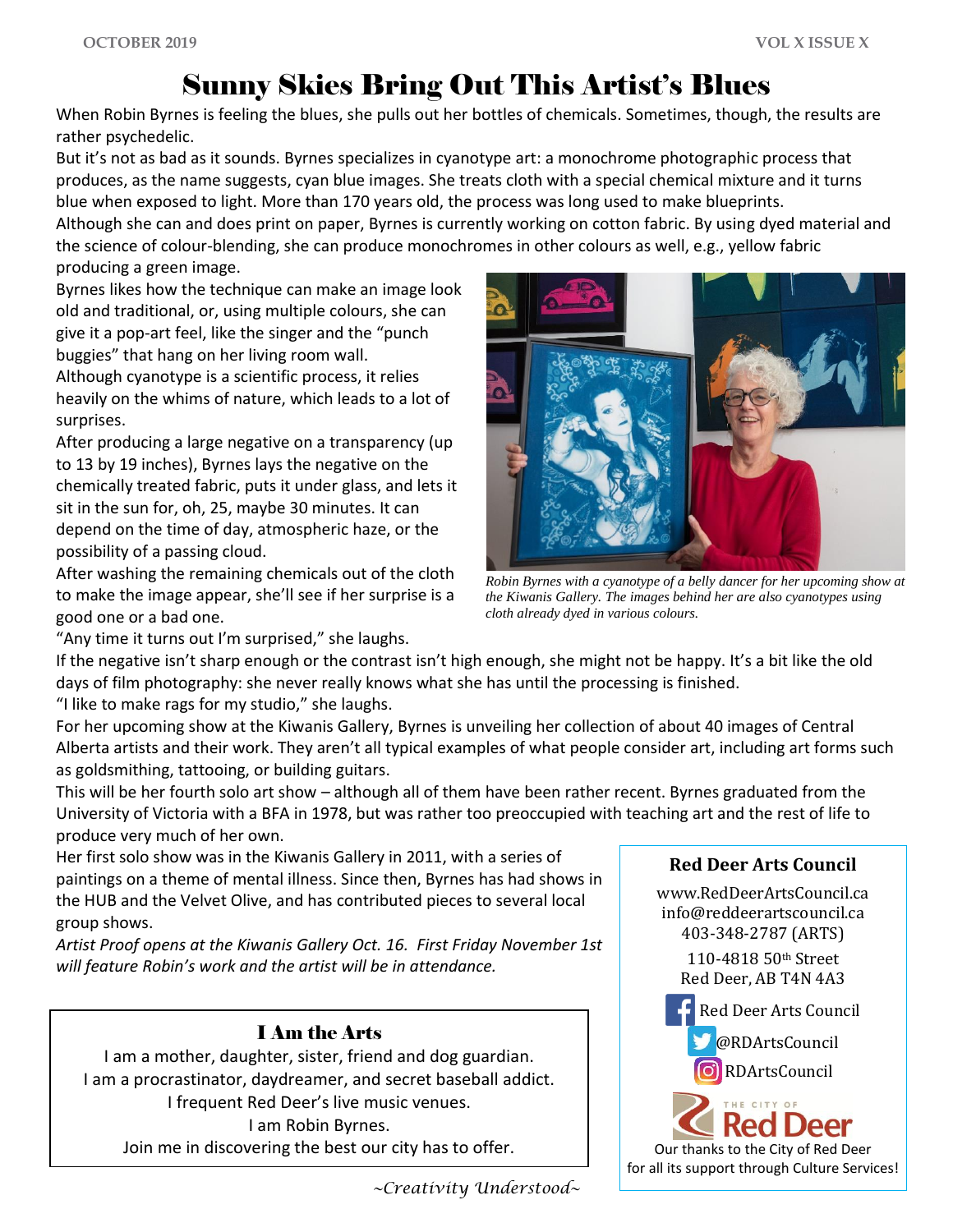# Sunny Skies Bring Out This Artist's Blues

When Robin Byrnes is feeling the blues, she pulls out her bottles of chemicals. Sometimes, though, the results are rather psychedelic.

But it's not as bad as it sounds. Byrnes specializes in cyanotype art: a monochrome photographic process that produces, as the name suggests, cyan blue images. She treats cloth with a special chemical mixture and it turns blue when exposed to light. More than 170 years old, the process was long used to make blueprints.

Although she can and does print on paper, Byrnes is currently working on cotton fabric. By using dyed material and the science of colour-blending, she can produce monochromes in other colours as well, e.g., yellow fabric producing a green image.

Byrnes likes how the technique can make an image look old and traditional, or, using multiple colours, she can give it a pop-art feel, like the singer and the "punch buggies" that hang on her living room wall.

Although cyanotype is a scientific process, it relies heavily on the whims of nature, which leads to a lot of surprises.

After producing a large negative on a transparency (up to 13 by 19 inches), Byrnes lays the negative on the chemically treated fabric, puts it under glass, and lets it sit in the sun for, oh, 25, maybe 30 minutes. It can depend on the time of day, atmospheric haze, or the possibility of a passing cloud.

After washing the remaining chemicals out of the cloth to make the image appear, she'll see if her surprise is a good one or a bad one.

*Robin Byrnes with a cyanotype of a belly dancer for her upcoming show at the Kiwanis Gallery. The images behind her are also cyanotypes using cloth already dyed in various colours.*

"Any time it turns out I'm surprised," she laughs.

If the negative isn't sharp enough or the contrast isn't high enough, she might not be happy. It's a bit like the old days of film photography: she never really knows what she has until the processing is finished.

"I like to make rags for my studio," she laughs.

For her upcoming show at the Kiwanis Gallery, Byrnes is unveiling her collection of about 40 images of Central Alberta artists and their work. They aren't all typical examples of what people consider art, including art forms such as goldsmithing, tattooing, or building guitars.

This will be her fourth solo art show – although all of them have been rather recent. Byrnes graduated from the University of Victoria with a BFA in 1978, but was rather too preoccupied with teaching art and the rest of life to produce very much of her own.

Her first solo show was in the Kiwanis Gallery in 2011, with a series of paintings on a theme of mental illness. Since then, Byrnes has had shows in the HUB and the Velvet Olive, and has contributed pieces to several local group shows.

*Artist Proof opens at the Kiwanis Gallery Oct. 16. First Friday November 1st will feature Robin's work and the artist will be in attendance.*

## I Am the Arts

I am a mother, daughter, sister, friend and dog guardian.
I am a procrastinator, daydreamer, and secret baseball addict.
I frequent Red Deer's live music venues.
I am Robin Byrnes.
Join me in discovering the best our city has to offer.

## Red Deer Arts Council

www.RedDeerArtsCouncil.ca
info@reddeerartscouncil.ca
403-348-2787 (ARTS)
110-4818 50th Street
Red Deer, AB T4N 4A3

Red Deer Arts Council
@RDArtsCouncil
RDArtsCouncil

The City of Red Deer
Our thanks to the City of Red Deer for all its support through Culture Services!

~Creativity Understood~